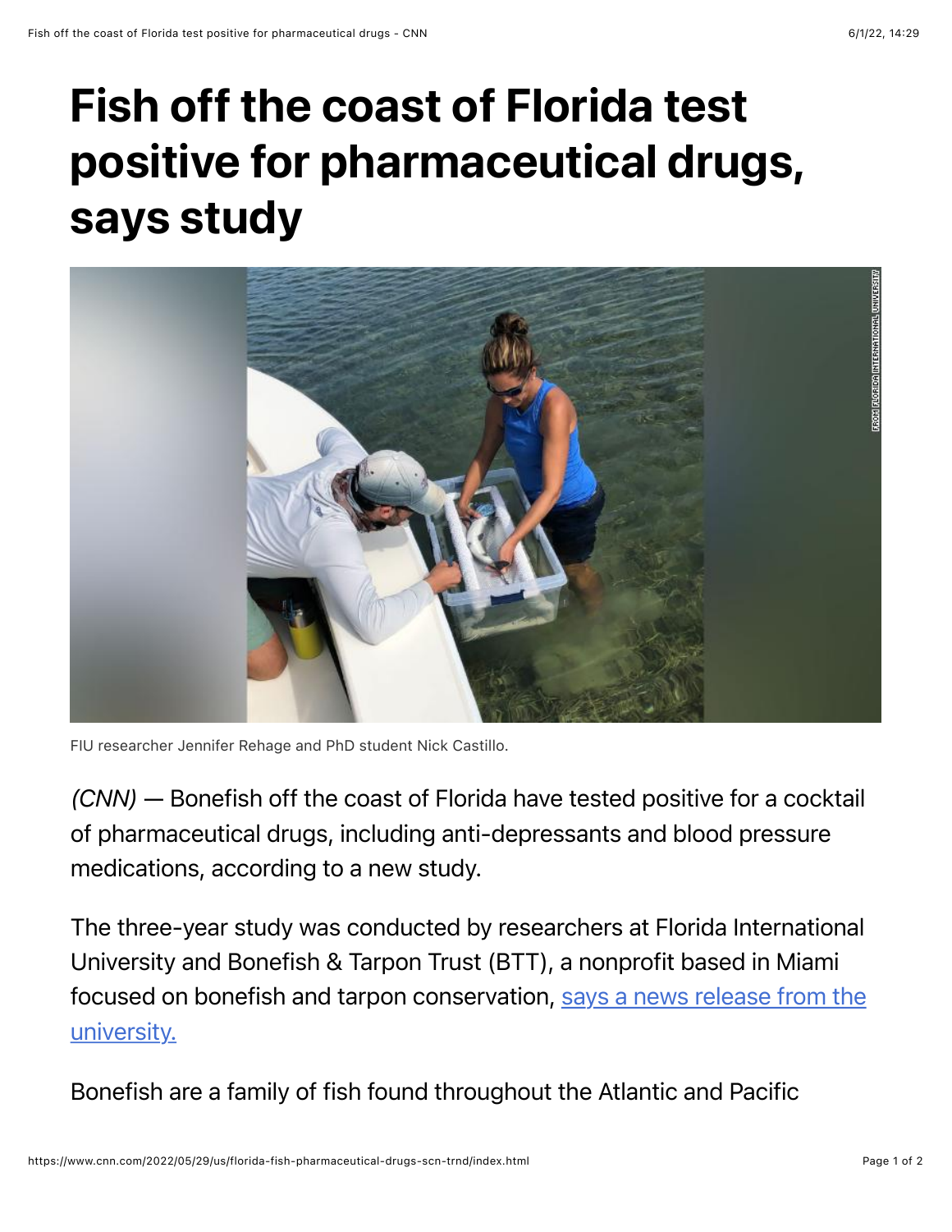# Fish off the coast of Florida test positive for pharmaceutical drugs, says study

FIU researcher Jennifer Rehage and PhD student Nick Castillo.

*(CNN)* — Bonefish off the coast of Florida have tested positive for a cocktail of pharmaceutical drugs, including anti-depressants and blood pressure medications, according to a new study.

The three-year study was conducted by researchers at Florida International University and Bonefish & Tarpon Trust (BTT), a nonprofit based in Miami focused on bonefish and tarpon conservation, [says a news release from the university.](https://www.cnn.com/2022/05/29/us/florida-fish-pharmaceutical-drugs-scn-trnd/index.html)

Bonefish are a family of fish found throughout the Atlantic and Pacific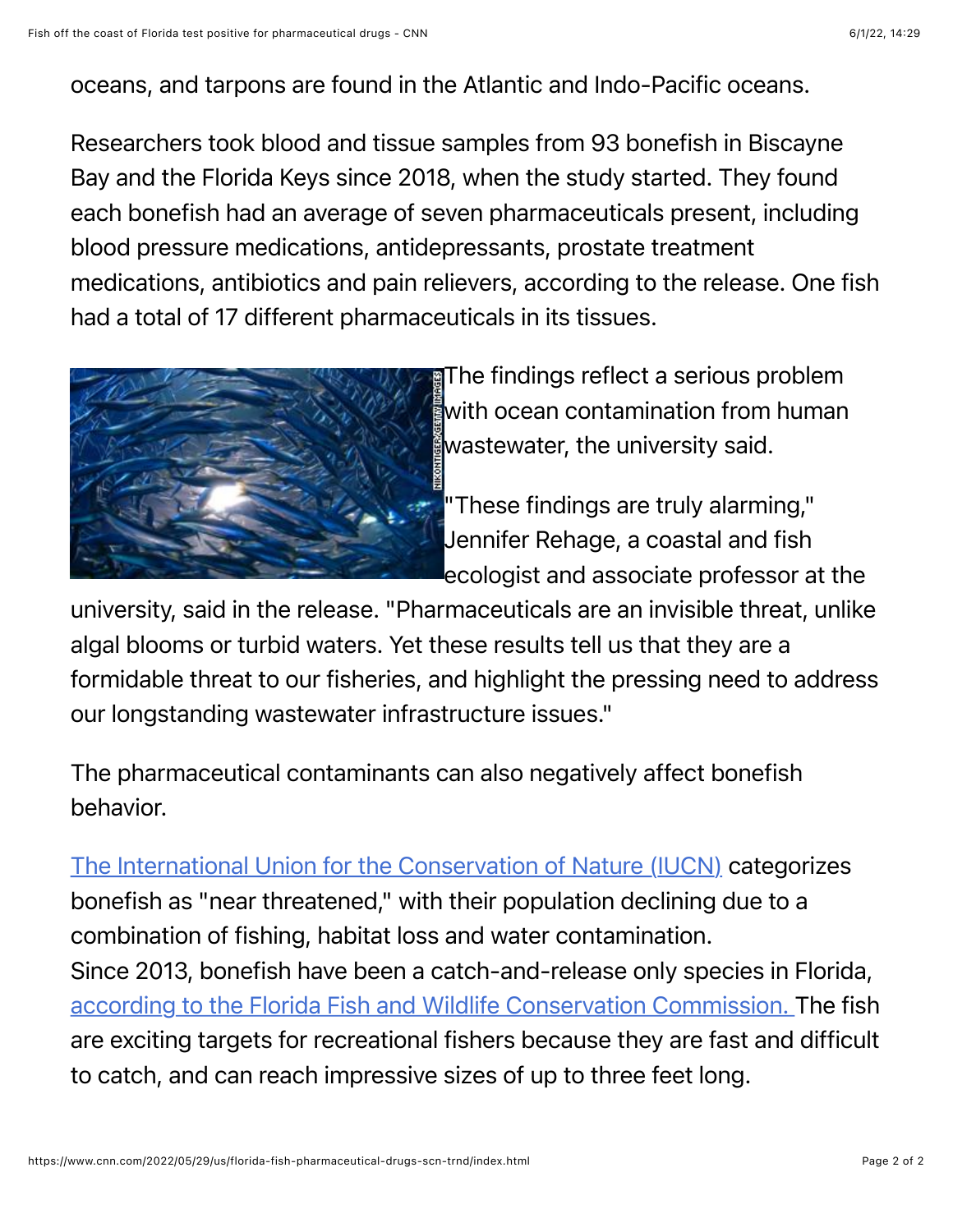oceans, and tarpons are found in the Atlantic and Indo-Pacific oceans.

Researchers took blood and tissue samples from 93 bonefish in Biscayne Bay and the Florida Keys since 2018, when the study started. They found each bonefish had an average of seven pharmaceuticals present, including blood pressure medications, antidepressants, prostate treatment medications, antibiotics and pain relievers, according to the release. One fish had a total of 17 different pharmaceuticals in its tissues.

The findings reflect a serious problem with ocean contamination from human wastewater, the university said.

"These findings are truly alarming," Jennifer Rehage, a coastal and fish ecologist and associate professor at the university, said in the release. "Pharmaceuticals are an invisible threat, unlike algal blooms or turbid waters. Yet these results tell us that they are a formidable threat to our fisheries, and highlight the pressing need to address our longstanding wastewater infrastructure issues."

The pharmaceutical contaminants can also negatively affect bonefish behavior.

[The International Union for the Conservation of Nature (IUCN)] categorizes bonefish as "near threatened," with their population declining due to a combination of fishing, habitat loss and water contamination.
Since 2013, bonefish have been a catch-and-release only species in Florida, [according to the Florida Fish and Wildlife Conservation Commission.] The fish are exciting targets for recreational fishers because they are fast and difficult to catch, and can reach impressive sizes of up to three feet long.